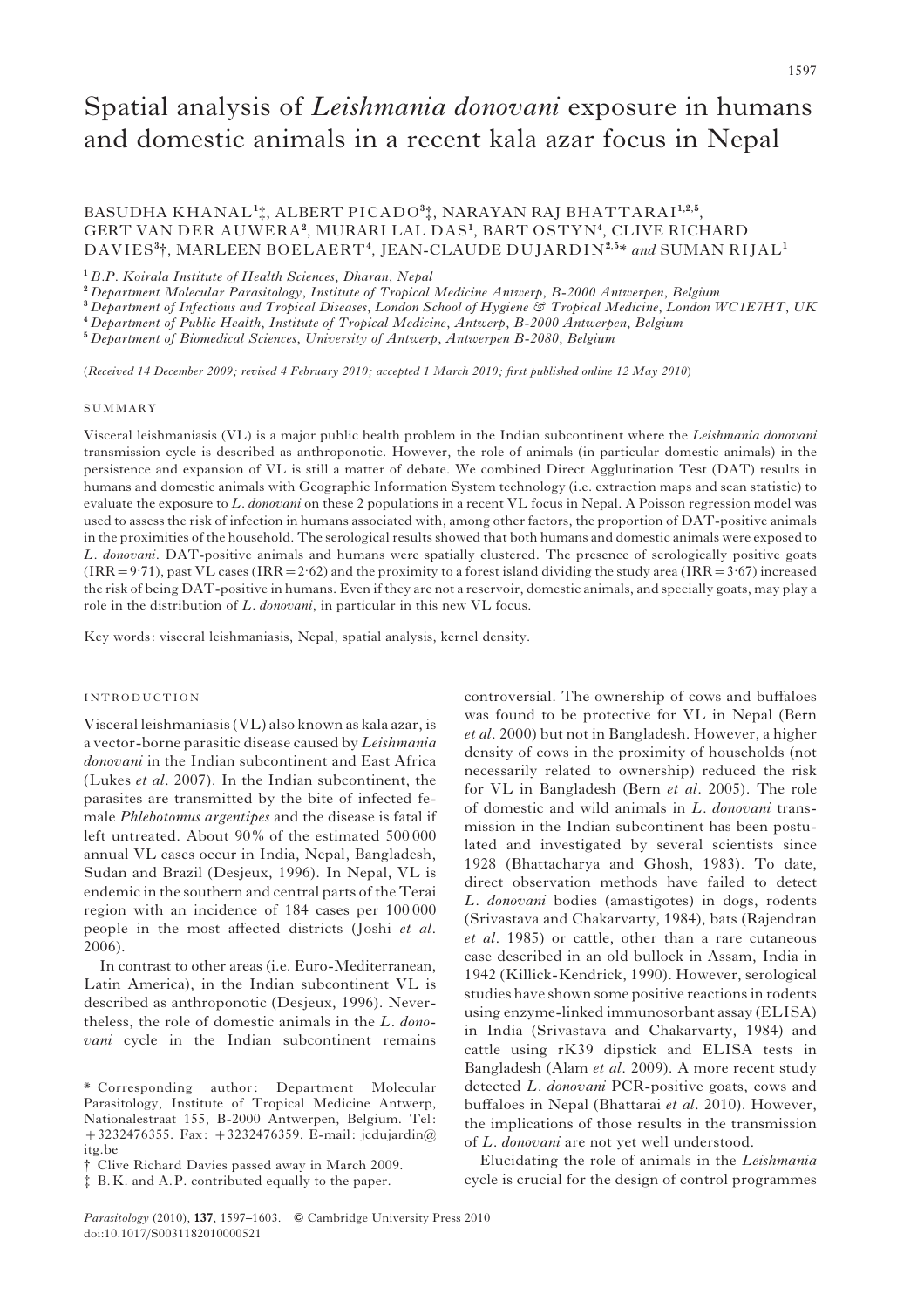# Spatial analysis of *Leishmania donovani* exposure in humans and domestic animals in a recent kala azar focus in Nepal

BASUDHA KHANAL[1]‡, ALBERT PICADO[3]‡, NARAYAN RAJ BHATTARAI[1,2,5], GERT VAN DER AUWERA[2], MURARI LAL DAS[1], BART OSTYN[4], CLIVE RICHARD DAVIES[3]†, MARLEEN BOELAERT[4], JEAN-CLAUDE DUJARDIN[2,5]* *and* SUMAN RIJAL[1]

[1] *B.P. Koirala Institute of Health Sciences, Dharan, Nepal*
[2] *Department Molecular Parasitology, Institute of Tropical Medicine Antwerp, B-2000 Antwerpen, Belgium*
[3] *Department of Infectious and Tropical Diseases, London School of Hygiene & Tropical Medicine, London WC1E7HT, UK*
[4] *Department of Public Health, Institute of Tropical Medicine, Antwerp, B-2000 Antwerpen, Belgium*
[5] *Department of Biomedical Sciences, University of Antwerp, Antwerpen B-2080, Belgium*

(*Received 14 December 2009; revised 4 February 2010; accepted 1 March 2010; first published online 12 May 2010*)

## SUMMARY

Visceral leishmaniasis (VL) is a major public health problem in the Indian subcontinent where the *Leishmania donovani* transmission cycle is described as anthroponotic. However, the role of animals (in particular domestic animals) in the persistence and expansion of VL is still a matter of debate. We combined Direct Agglutination Test (DAT) results in humans and domestic animals with Geographic Information System technology (i.e. extraction maps and scan statistic) to evaluate the exposure to *L. donovani* on these 2 populations in a recent VL focus in Nepal. A Poisson regression model was used to assess the risk of infection in humans associated with, among other factors, the proportion of DAT-positive animals in the proximities of the household. The serological results showed that both humans and domestic animals were exposed to *L. donovani*. DAT-positive animals and humans were spatially clustered. The presence of serologically positive goats (IRR = 9·71), past VL cases (IRR = 2·62) and the proximity to a forest island dividing the study area (IRR = 3·67) increased the risk of being DAT-positive in humans. Even if they are not a reservoir, domestic animals, and specially goats, may play a role in the distribution of *L. donovani*, in particular in this new VL focus.

Key words: visceral leishmaniasis, Nepal, spatial analysis, kernel density.

## INTRODUCTION

Visceral leishmaniasis (VL) also known as kala azar, is a vector-borne parasitic disease caused by *Leishmania donovani* in the Indian subcontinent and East Africa (Lukes *et al*. 2007). In the Indian subcontinent, the parasites are transmitted by the bite of infected female *Phlebotomus argentipes* and the disease is fatal if left untreated. About 90% of the estimated 500 000 annual VL cases occur in India, Nepal, Bangladesh, Sudan and Brazil (Desjeux, 1996). In Nepal, VL is endemic in the southern and central parts of the Terai region with an incidence of 184 cases per 100 000 people in the most affected districts (Joshi *et al*. 2006).

In contrast to other areas (i.e. Euro-Mediterranean, Latin America), in the Indian subcontinent VL is described as anthroponotic (Desjeux, 1996). Nevertheless, the role of domestic animals in the *L. donovani* cycle in the Indian subcontinent remains controversial. The ownership of cows and buffaloes was found to be protective for VL in Nepal (Bern *et al*. 2000) but not in Bangladesh. However, a higher density of cows in the proximity of households (not necessarily related to ownership) reduced the risk for VL in Bangladesh (Bern *et al*. 2005). The role of domestic and wild animals in *L. donovani* transmission in the Indian subcontinent has been postulated and investigated by several scientists since 1928 (Bhattacharya and Ghosh, 1983). To date, direct observation methods have failed to detect *L. donovani* bodies (amastigotes) in dogs, rodents (Srivastava and Chakarvarty, 1984), bats (Rajendran *et al*. 1985) or cattle, other than a rare cutaneous case described in an old bullock in Assam, India in 1942 (Killick-Kendrick, 1990). However, serological studies have shown some positive reactions in rodents using enzyme-linked immunosorbant assay (ELISA) in India (Srivastava and Chakarvarty, 1984) and cattle using rK39 dipstick and ELISA tests in Bangladesh (Alam *et al*. 2009). A more recent study detected *L. donovani* PCR-positive goats, cows and buffaloes in Nepal (Bhattarai *et al*. 2010). However, the implications of those results in the transmission of *L. donovani* are not yet well understood.

Elucidating the role of animals in the *Leishmania* cycle is crucial for the design of control programmes

\* Corresponding author: Department Molecular Parasitology, Institute of Tropical Medicine Antwerp, Nationalestraat 155, B-2000 Antwerpen, Belgium. Tel: +3232476355. Fax: +3232476359. E-mail: jcdujardin@itg.be

† Clive Richard Davies passed away in March 2009.

‡ B.K. and A.P. contributed equally to the paper.

*Parasitology* (2010), **137**, 1597–1603. © Cambridge University Press 2010
doi:10.1017/S0031182010000521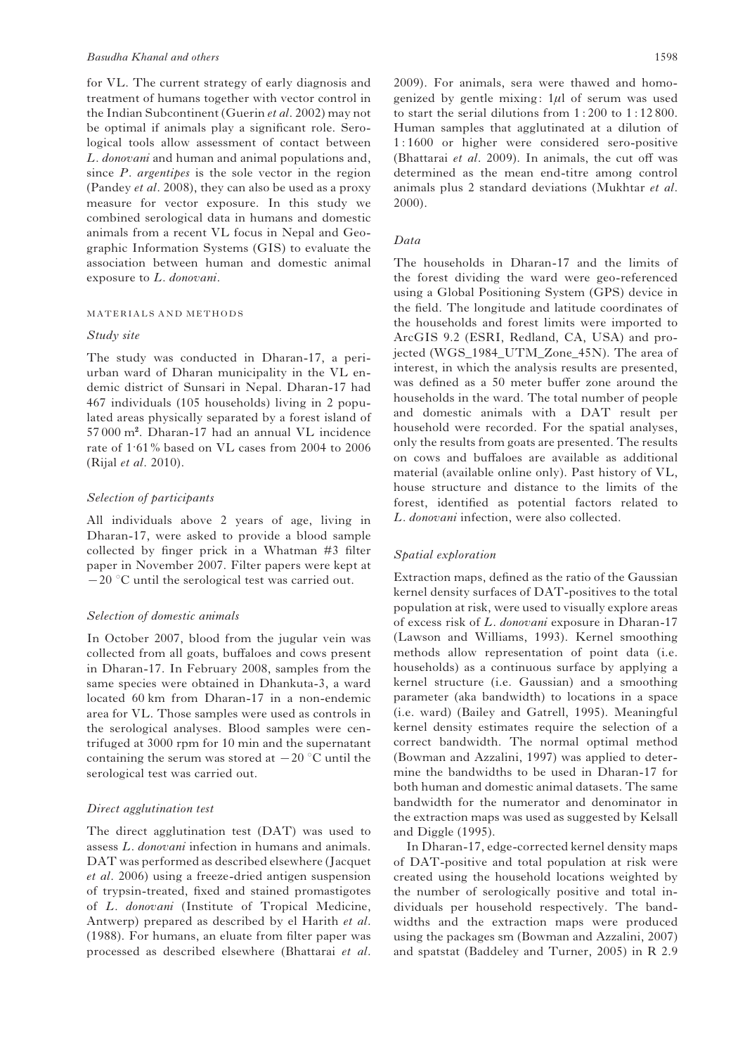for VL. The current strategy of early diagnosis and treatment of humans together with vector control in the Indian Subcontinent (Guerin *et al*. 2002) may not be optimal if animals play a significant role. Serological tools allow assessment of contact between *L. donovani* and human and animal populations and, since *P. argentipes* is the sole vector in the region (Pandey *et al*. 2008), they can also be used as a proxy measure for vector exposure. In this study we combined serological data in humans and domestic animals from a recent VL focus in Nepal and Geographic Information Systems (GIS) to evaluate the association between human and domestic animal exposure to *L. donovani*.

## MATERIALS AND METHODS

### *Study site*

The study was conducted in Dharan-17, a peri-urban ward of Dharan municipality in the VL endemic district of Sunsari in Nepal. Dharan-17 had 467 individuals (105 households) living in 2 populated areas physically separated by a forest island of 57 000 $m^2$. Dharan-17 had an annual VL incidence rate of 1·61% based on VL cases from 2004 to 2006 (Rijal *et al*. 2010).

### *Selection of participants*

All individuals above 2 years of age, living in Dharan-17, were asked to provide a blood sample collected by finger prick in a Whatman #3 filter paper in November 2007. Filter papers were kept at −20 °C until the serological test was carried out.

### *Selection of domestic animals*

In October 2007, blood from the jugular vein was collected from all goats, buffaloes and cows present in Dharan-17. In February 2008, samples from the same species were obtained in Dhankuta-3, a ward located 60 km from Dharan-17 in a non-endemic area for VL. Those samples were used as controls in the serological analyses. Blood samples were centrifuged at 3000 rpm for 10 min and the supernatant containing the serum was stored at −20 °C until the serological test was carried out.

### *Direct agglutination test*

The direct agglutination test (DAT) was used to assess *L. donovani* infection in humans and animals. DAT was performed as described elsewhere (Jacquet *et al*. 2006) using a freeze-dried antigen suspension of trypsin-treated, fixed and stained promastigotes of *L. donovani* (Institute of Tropical Medicine, Antwerp) prepared as described by el Harith *et al*. (1988). For humans, an eluate from filter paper was processed as described elsewhere (Bhattarai *et al*. 2009). For animals, sera were thawed and homogenized by gentle mixing: 1 $\mu$l of serum was used to start the serial dilutions from 1 : 200 to 1 : 12 800. Human samples that agglutinated at a dilution of 1 : 1600 or higher were considered sero-positive (Bhattarai *et al*. 2009). In animals, the cut off was determined as the mean end-titre among control animals plus 2 standard deviations (Mukhtar *et al*. 2000).

### *Data*

The households in Dharan-17 and the limits of the forest dividing the ward were geo-referenced using a Global Positioning System (GPS) device in the field. The longitude and latitude coordinates of the households and forest limits were imported to ArcGIS 9.2 (ESRI, Redland, CA, USA) and projected (WGS_1984_UTM_Zone_45N). The area of interest, in which the analysis results are presented, was defined as a 50 meter buffer zone around the households in the ward. The total number of people and domestic animals with a DAT result per household were recorded. For the spatial analyses, only the results from goats are presented. The results on cows and buffaloes are available as additional material (available online only). Past history of VL, house structure and distance to the limits of the forest, identified as potential factors related to *L. donovani* infection, were also collected.

### *Spatial exploration*

Extraction maps, defined as the ratio of the Gaussian kernel density surfaces of DAT-positives to the total population at risk, were used to visually explore areas of excess risk of *L. donovani* exposure in Dharan-17 (Lawson and Williams, 1993). Kernel smoothing methods allow representation of point data (i.e. households) as a continuous surface by applying a kernel structure (i.e. Gaussian) and a smoothing parameter (aka bandwidth) to locations in a space (i.e. ward) (Bailey and Gatrell, 1995). Meaningful kernel density estimates require the selection of a correct bandwidth. The normal optimal method (Bowman and Azzalini, 1997) was applied to determine the bandwidths to be used in Dharan-17 for both human and domestic animal datasets. The same bandwidth for the numerator and denominator in the extraction maps was used as suggested by Kelsall and Diggle (1995).

In Dharan-17, edge-corrected kernel density maps of DAT-positive and total population at risk were created using the household locations weighted by the number of serologically positive and total individuals per household respectively. The bandwidths and the extraction maps were produced using the packages sm (Bowman and Azzalini, 2007) and spatstat (Baddeley and Turner, 2005) in R 2.9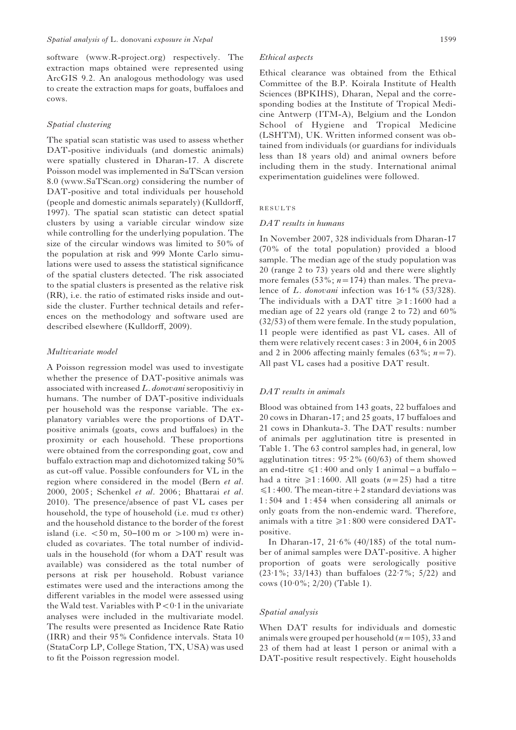software (www.R-project.org) respectively. The extraction maps obtained were represented using ArcGIS 9.2. An analogous methodology was used to create the extraction maps for goats, buffaloes and cows.

### *Spatial clustering*

The spatial scan statistic was used to assess whether DAT-positive individuals (and domestic animals) were spatially clustered in Dharan-17. A discrete Poisson model was implemented in SaTScan version 8.0 (www.SaTScan.org) considering the number of DAT-positive and total individuals per household (people and domestic animals separately) (Kulldorff, 1997). The spatial scan statistic can detect spatial clusters by using a variable circular window size while controlling for the underlying population. The size of the circular windows was limited to 50% of the population at risk and 999 Monte Carlo simulations were used to assess the statistical significance of the spatial clusters detected. The risk associated to the spatial clusters is presented as the relative risk (RR), i.e. the ratio of estimated risks inside and outside the cluster. Further technical details and references on the methodology and software used are described elsewhere (Kulldorff, 2009).

### *Multivariate model*

A Poisson regression model was used to investigate whether the presence of DAT-positive animals was associated with increased *L. donovani* seropositiviy in humans. The number of DAT-positive individuals per household was the response variable. The explanatory variables were the proportions of DAT-positive animals (goats, cows and buffaloes) in the proximity or each household. These proportions were obtained from the corresponding goat, cow and buffalo extraction map and dichotomized taking 50% as cut-off value. Possible confounders for VL in the region where considered in the model (Bern *et al*. 2000, 2005; Schenkel *et al*. 2006; Bhattarai *et al*. 2010). The presence/absence of past VL cases per household, the type of household (i.e. mud *vs* other) and the household distance to the border of the forest island (i.e. <50 m, 50–100 m or >100 m) were included as covariates. The total number of individuals in the household (for whom a DAT result was available) was considered as the total number of persons at risk per household. Robust variance estimates were used and the interactions among the different variables in the model were assessed using the Wald test. Variables with $P<0{\cdot}1$ in the univariate analyses were included in the multivariate model. The results were presented as Incidence Rate Ratio (IRR) and their 95% Confidence intervals. Stata 10 (StataCorp LP, College Station, TX, USA) was used to fit the Poisson regression model.

### *Ethical aspects*

Ethical clearance was obtained from the Ethical Committee of the B.P. Koirala Institute of Health Sciences (BPKIHS), Dharan, Nepal and the corresponding bodies at the Institute of Tropical Medicine Antwerp (ITM-A), Belgium and the London School of Hygiene and Tropical Medicine (LSHTM), UK. Written informed consent was obtained from individuals (or guardians for individuals less than 18 years old) and animal owners before including them in the study. International animal experimentation guidelines were followed.

## RESULTS

### *DAT results in humans*

In November 2007, 328 individuals from Dharan-17 (70% of the total population) provided a blood sample. The median age of the study population was 20 (range 2 to 73) years old and there were slightly more females (53%; $n=174$) than males. The prevalence of *L. donovani* infection was 16·1% (53/328). The individuals with a DAT titre $\geqslant 1:1600$ had a median age of 22 years old (range 2 to 72) and 60% (32/53) of them were female. In the study population, 11 people were identified as past VL cases. All of them were relatively recent cases: 3 in 2004, 6 in 2005 and 2 in 2006 affecting mainly females (63%; $n=7$). All past VL cases had a positive DAT result.

### *DAT results in animals*

Blood was obtained from 143 goats, 22 buffaloes and 20 cows in Dharan-17; and 25 goats, 17 buffaloes and 21 cows in Dhankuta-3. The DAT results: number of animals per agglutination titre is presented in Table 1. The 63 control samples had, in general, low agglutination titres: 95·2% (60/63) of them showed an end-titre $\leqslant 1:400$ and only 1 animal – a buffalo – had a titre $\geqslant 1:1600$. All goats ($n=25$) had a titre $\leqslant 1:400$. The mean-titre + 2 standard deviations was 1:504 and 1:454 when considering all animals or only goats from the non-endemic ward. Therefore, animals with a titre $\geqslant 1:800$ were considered DAT-positive.

In Dharan-17, 21·6% (40/185) of the total number of animal samples were DAT-positive. A higher proportion of goats were serologically positive (23·1%; 33/143) than buffaloes (22·7%; 5/22) and cows (10·0%; 2/20) (Table 1).

### *Spatial analysis*

When DAT results for individuals and domestic animals were grouped per household ($n=105$), 33 and 23 of them had at least 1 person or animal with a DAT-positive result respectively. Eight households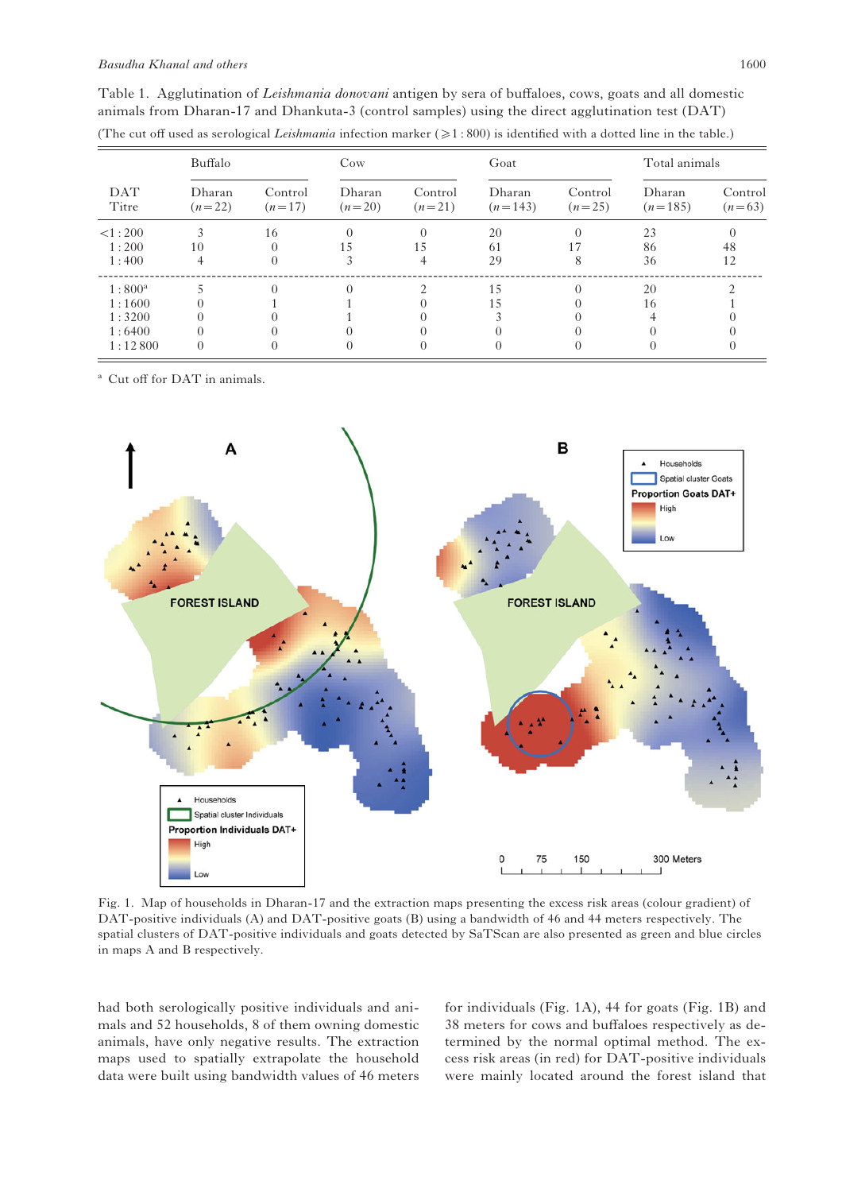Table 1. Agglutination of *Leishmania donovani* antigen by sera of buffaloes, cows, goats and all domestic animals from Dharan-17 and Dhankuta-3 (control samples) using the direct agglutination test (DAT)

(The cut off used as serological *Leishmania* infection marker (⩾1 : 800) is identified with a dotted line in the table.)

| DAT Titre | Buffalo | | Cow | | Goat | | Total animals | |
|---|---|---|---|---|---|---|---|---|
| | Dharan ($n=22$) | Control ($n=17$) | Dharan ($n=20$) | Control ($n=21$) | Dharan ($n=143$) | Control ($n=25$) | Dharan ($n=185$) | Control ($n=63$) |
| <1 : 200 | 3 | 16 | 0 | 0 | 20 | 0 | 23 | 0 |
| 1 : 200 | 10 | 0 | 15 | 15 | 61 | 17 | 86 | 48 |
| 1 : 400 | 4 | 0 | 3 | 4 | 29 | 8 | 36 | 12 |
| 1 : 800[a] | 5 | 0 | 0 | 2 | 15 | 0 | 20 | 2 |
| 1 : 1600 | 0 | 1 | 1 | 0 | 15 | 0 | 16 | 1 |
| 1 : 3200 | 0 | 0 | 1 | 0 | 3 | 0 | 4 | 0 |
| 1 : 6400 | 0 | 0 | 0 | 0 | 0 | 0 | 0 | 0 |
| 1 : 12 800 | 0 | 0 | 0 | 0 | 0 | 0 | 0 | 0 |

[a] Cut off for DAT in animals.

Fig. 1. Map of households in Dharan-17 and the extraction maps presenting the excess risk areas (colour gradient) of DAT-positive individuals (A) and DAT-positive goats (B) using a bandwidth of 46 and 44 meters respectively. The spatial clusters of DAT-positive individuals and goats detected by SaTScan are also presented as green and blue circles in maps A and B respectively.

had both serologically positive individuals and animals and 52 households, 8 of them owning domestic animals, have only negative results. The extraction maps used to spatially extrapolate the household data were built using bandwidth values of 46 meters for individuals (Fig. 1A), 44 for goats (Fig. 1B) and 38 meters for cows and buffaloes respectively as determined by the normal optimal method. The excess risk areas (in red) for DAT-positive individuals were mainly located around the forest island that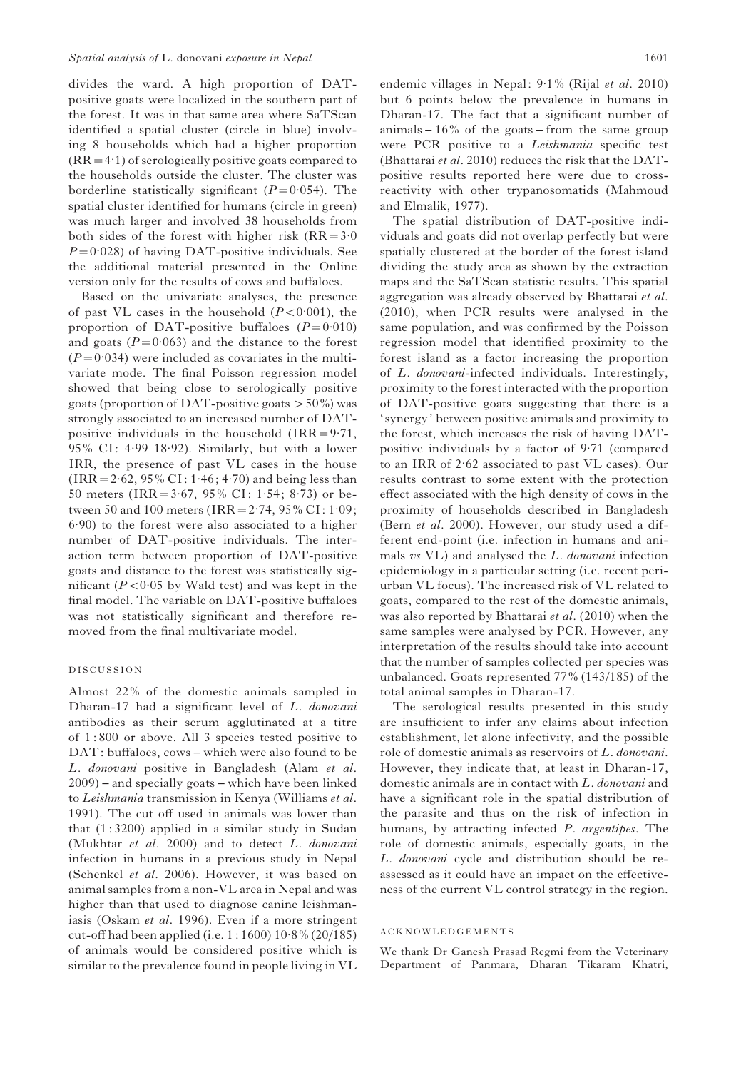divides the ward. A high proportion of DAT-positive goats were localized in the southern part of the forest. It was in that same area where SaTScan identified a spatial cluster (circle in blue) involving 8 households which had a higher proportion (RR = 4·1) of serologically positive goats compared to the households outside the cluster. The cluster was borderline statistically significant ($P = 0{\cdot}054$). The spatial cluster identified for humans (circle in green) was much larger and involved 38 households from both sides of the forest with higher risk (RR = 3·0 $P = 0{\cdot}028$) of having DAT-positive individuals. See the additional material presented in the Online version only for the results of cows and buffaloes.

Based on the univariate analyses, the presence of past VL cases in the household ($P < 0{\cdot}001$), the proportion of DAT-positive buffaloes ($P = 0{\cdot}010$) and goats ($P = 0{\cdot}063$) and the distance to the forest ($P = 0{\cdot}034$) were included as covariates in the multivariate mode. The final Poisson regression model showed that being close to serologically positive goats (proportion of DAT-positive goats > 50%) was strongly associated to an increased number of DAT-positive individuals in the household (IRR = 9·71, 95% CI: 4·99 18·92). Similarly, but with a lower IRR, the presence of past VL cases in the house (IRR = 2·62, 95% CI: 1·46; 4·70) and being less than 50 meters (IRR = 3·67, 95% CI: 1·54; 8·73) or between 50 and 100 meters (IRR = 2·74, 95% CI: 1·09; 6·90) to the forest were also associated to a higher number of DAT-positive individuals. The interaction term between proportion of DAT-positive goats and distance to the forest was statistically significant ($P < 0{\cdot}05$ by Wald test) and was kept in the final model. The variable on DAT-positive buffaloes was not statistically significant and therefore removed from the final multivariate model.

## DISCUSSION

Almost 22% of the domestic animals sampled in Dharan-17 had a significant level of *L. donovani* antibodies as their serum agglutinated at a titre of 1 : 800 or above. All 3 species tested positive to DAT: buffaloes, cows – which were also found to be *L. donovani* positive in Bangladesh (Alam *et al*. 2009) – and specially goats – which have been linked to *Leishmania* transmission in Kenya (Williams *et al*. 1991). The cut off used in animals was lower than that (1 : 3200) applied in a similar study in Sudan (Mukhtar *et al*. 2000) and to detect *L. donovani* infection in humans in a previous study in Nepal (Schenkel *et al*. 2006). However, it was based on animal samples from a non-VL area in Nepal and was higher than that used to diagnose canine leishmaniasis (Oskam *et al*. 1996). Even if a more stringent cut-off had been applied (i.e. 1 : 1600) 10·8% (20/185) of animals would be considered positive which is similar to the prevalence found in people living in VL endemic villages in Nepal: 9·1% (Rijal *et al*. 2010) but 6 points below the prevalence in humans in Dharan-17. The fact that a significant number of animals – 16% of the goats – from the same group were PCR positive to a *Leishmania* specific test (Bhattarai *et al*. 2010) reduces the risk that the DAT-positive results reported here were due to cross-reactivity with other trypanosomatids (Mahmoud and Elmalik, 1977).

The spatial distribution of DAT-positive individuals and goats did not overlap perfectly but were spatially clustered at the border of the forest island dividing the study area as shown by the extraction maps and the SaTScan statistic results. This spatial aggregation was already observed by Bhattarai *et al*. (2010), when PCR results were analysed in the same population, and was confirmed by the Poisson regression model that identified proximity to the forest island as a factor increasing the proportion of *L. donovani*-infected individuals. Interestingly, proximity to the forest interacted with the proportion of DAT-positive goats suggesting that there is a 'synergy' between positive animals and proximity to the forest, which increases the risk of having DAT-positive individuals by a factor of 9·71 (compared to an IRR of 2·62 associated to past VL cases). Our results contrast to some extent with the protection effect associated with the high density of cows in the proximity of households described in Bangladesh (Bern *et al*. 2000). However, our study used a different end-point (i.e. infection in humans and animals *vs* VL) and analysed the *L. donovani* infection epidemiology in a particular setting (i.e. recent peri-urban VL focus). The increased risk of VL related to goats, compared to the rest of the domestic animals, was also reported by Bhattarai *et al*. (2010) when the same samples were analysed by PCR. However, any interpretation of the results should take into account that the number of samples collected per species was unbalanced. Goats represented 77% (143/185) of the total animal samples in Dharan-17.

The serological results presented in this study are insufficient to infer any claims about infection establishment, let alone infectivity, and the possible role of domestic animals as reservoirs of *L. donovani*. However, they indicate that, at least in Dharan-17, domestic animals are in contact with *L. donovani* and have a significant role in the spatial distribution of the parasite and thus on the risk of infection in humans, by attracting infected *P. argentipes*. The role of domestic animals, especially goats, in the *L. donovani* cycle and distribution should be reassessed as it could have an impact on the effectiveness of the current VL control strategy in the region.

## ACKNOWLEDGEMENTS

We thank Dr Ganesh Prasad Regmi from the Veterinary Department of Panmara, Dharan Tikaram Khatri,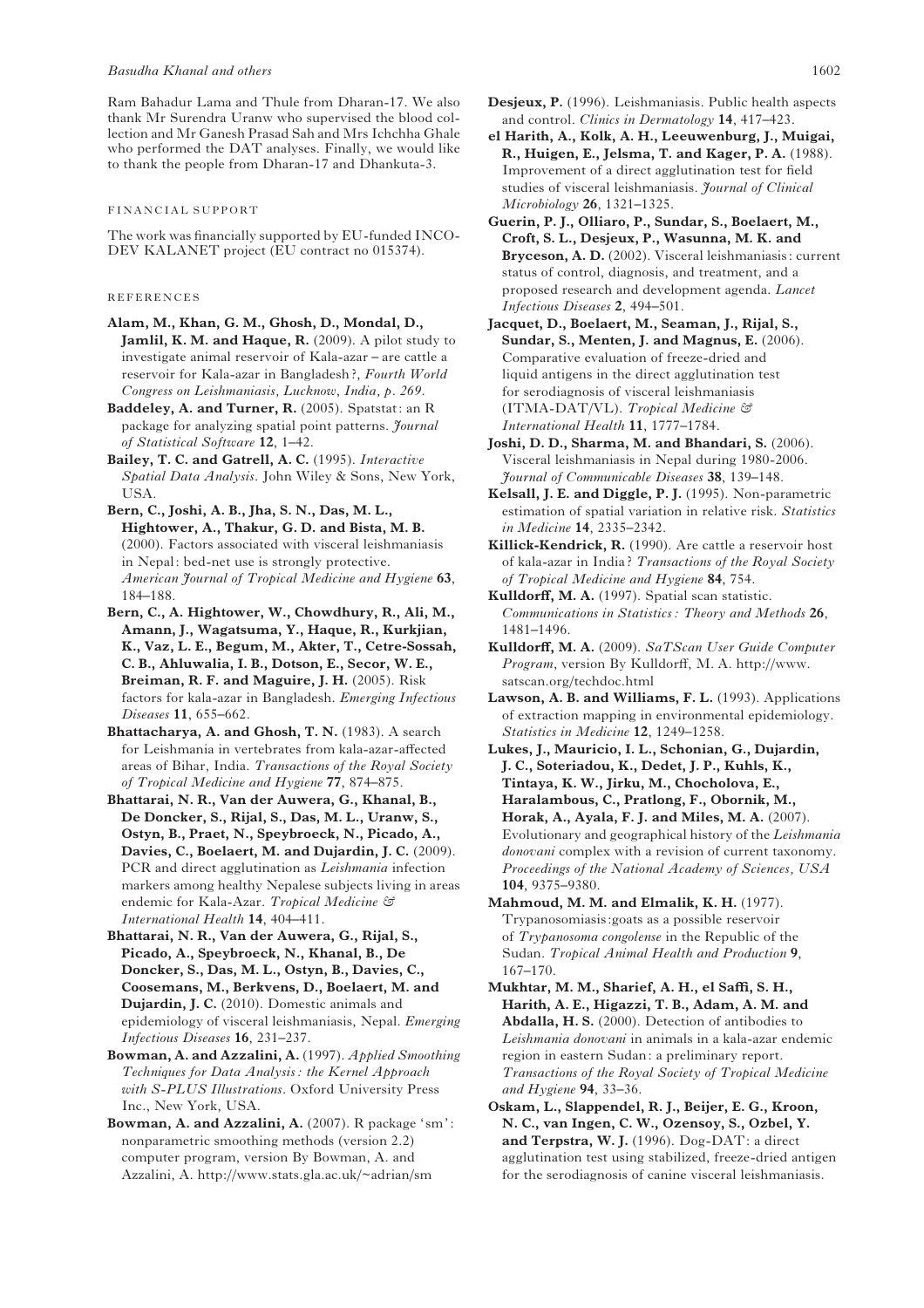Ram Bahadur Lama and Thule from Dharan-17. We also thank Mr Surendra Uranw who supervised the blood collection and Mr Ganesh Prasad Sah and Mrs Ichchha Ghale who performed the DAT analyses. Finally, we would like to thank the people from Dharan-17 and Dhankuta-3.

## FINANCIAL SUPPORT

The work was financially supported by EU-funded INCO-DEV KALANET project (EU contract no 015374).

## REFERENCES

**Alam, M., Khan, G. M., Ghosh, D., Mondal, D., Jamlil, K. M. and Haque, R.** (2009). A pilot study to investigate animal reservoir of Kala-azar – are cattle a reservoir for Kala-azar in Bangladesh?, *Fourth World Congress on Leishmaniasis, Lucknow, India, p. 269*.

**Baddeley, A. and Turner, R.** (2005). Spatstat: an R package for analyzing spatial point patterns. *Journal of Statistical Software* **12**, 1–42.

**Bailey, T. C. and Gatrell, A. C.** (1995). *Interactive Spatial Data Analysis*. John Wiley & Sons, New York, USA.

**Bern, C., Joshi, A. B., Jha, S. N., Das, M. L., Hightower, A., Thakur, G. D. and Bista, M. B.** (2000). Factors associated with visceral leishmaniasis in Nepal: bed-net use is strongly protective. *American Journal of Tropical Medicine and Hygiene* **63**, 184–188.

**Bern, C., A. Hightower, W., Chowdhury, R., Ali, M., Amann, J., Wagatsuma, Y., Haque, R., Kurkjian, K., Vaz, L. E., Begum, M., Akter, T., Cetre-Sossah, C. B., Ahluwalia, I. B., Dotson, E., Secor, W. E., Breiman, R. F. and Maguire, J. H.** (2005). Risk factors for kala-azar in Bangladesh. *Emerging Infectious Diseases* **11**, 655–662.

**Bhattacharya, A. and Ghosh, T. N.** (1983). A search for Leishmania in vertebrates from kala-azar-affected areas of Bihar, India. *Transactions of the Royal Society of Tropical Medicine and Hygiene* **77**, 874–875.

**Bhattarai, N. R., Van der Auwera, G., Khanal, B., De Doncker, S., Rijal, S., Das, M. L., Uranw, S., Ostyn, B., Praet, N., Speybroeck, N., Picado, A., Davies, C., Boelaert, M. and Dujardin, J. C.** (2009). PCR and direct agglutination as *Leishmania* infection markers among healthy Nepalese subjects living in areas endemic for Kala-Azar. *Tropical Medicine & International Health* **14**, 404–411.

**Bhattarai, N. R., Van der Auwera, G., Rijal, S., Picado, A., Speybroeck, N., Khanal, B., De Doncker, S., Das, M. L., Ostyn, B., Davies, C., Coosemans, M., Berkvens, D., Boelaert, M. and Dujardin, J. C.** (2010). Domestic animals and epidemiology of visceral leishmaniasis, Nepal. *Emerging Infectious Diseases* **16**, 231–237.

**Bowman, A. and Azzalini, A.** (1997). *Applied Smoothing Techniques for Data Analysis: the Kernel Approach with S-PLUS Illustrations*. Oxford University Press Inc., New York, USA.

**Bowman, A. and Azzalini, A.** (2007). R package 'sm': nonparametric smoothing methods (version 2.2) computer program, version By Bowman, A. and Azzalini, A. http://www.stats.gla.ac.uk/~adrian/sm

**Desjeux, P.** (1996). Leishmaniasis. Public health aspects and control. *Clinics in Dermatology* **14**, 417–423.

**el Harith, A., Kolk, A. H., Leeuwenburg, J., Muigai, R., Huigen, E., Jelsma, T. and Kager, P. A.** (1988). Improvement of a direct agglutination test for field studies of visceral leishmaniasis. *Journal of Clinical Microbiology* **26**, 1321–1325.

**Guerin, P. J., Olliaro, P., Sundar, S., Boelaert, M., Croft, S. L., Desjeux, P., Wasunna, M. K. and Bryceson, A. D.** (2002). Visceral leishmaniasis: current status of control, diagnosis, and treatment, and a proposed research and development agenda. *Lancet Infectious Diseases* **2**, 494–501.

**Jacquet, D., Boelaert, M., Seaman, J., Rijal, S., Sundar, S., Menten, J. and Magnus, E.** (2006). Comparative evaluation of freeze-dried and liquid antigens in the direct agglutination test for serodiagnosis of visceral leishmaniasis (ITMA-DAT/VL). *Tropical Medicine & International Health* **11**, 1777–1784.

**Joshi, D. D., Sharma, M. and Bhandari, S.** (2006). Visceral leishmaniasis in Nepal during 1980-2006. *Journal of Communicable Diseases* **38**, 139–148.

**Kelsall, J. E. and Diggle, P. J.** (1995). Non-parametric estimation of spatial variation in relative risk. *Statistics in Medicine* **14**, 2335–2342.

**Killick-Kendrick, R.** (1990). Are cattle a reservoir host of kala-azar in India? *Transactions of the Royal Society of Tropical Medicine and Hygiene* **84**, 754.

**Kulldorff, M. A.** (1997). Spatial scan statistic. *Communications in Statistics: Theory and Methods* **26**, 1481–1496.

**Kulldorff, M. A.** (2009). *SaTScan User Guide Computer Program*, version By Kulldorff, M. A. http://www.satscan.org/techdoc.html

**Lawson, A. B. and Williams, F. L.** (1993). Applications of extraction mapping in environmental epidemiology. *Statistics in Medicine* **12**, 1249–1258.

**Lukes, J., Mauricio, I. L., Schonian, G., Dujardin, J. C., Soteriadou, K., Dedet, J. P., Kuhls, K., Tintaya, K. W., Jirku, M., Chocholova, E., Haralambous, C., Pratlong, F., Obornik, M., Horak, A., Ayala, F. J. and Miles, M. A.** (2007). Evolutionary and geographical history of the *Leishmania donovani* complex with a revision of current taxonomy. *Proceedings of the National Academy of Sciences, USA* **104**, 9375–9380.

**Mahmoud, M. M. and Elmalik, K. H.** (1977). Trypanosomiasis:goats as a possible reservoir of *Trypanosoma congolense* in the Republic of the Sudan. *Tropical Animal Health and Production* **9**, 167–170.

**Mukhtar, M. M., Sharief, A. H., el Saffi, S. H., Harith, A. E., Higazzi, T. B., Adam, A. M. and Abdalla, H. S.** (2000). Detection of antibodies to *Leishmania donovani* in animals in a kala-azar endemic region in eastern Sudan: a preliminary report. *Transactions of the Royal Society of Tropical Medicine and Hygiene* **94**, 33–36.

**Oskam, L., Slappendel, R. J., Beijer, E. G., Kroon, N. C., van Ingen, C. W., Ozensoy, S., Ozbel, Y. and Terpstra, W. J.** (1996). Dog-DAT: a direct agglutination test using stabilized, freeze-dried antigen for the serodiagnosis of canine visceral leishmaniasis.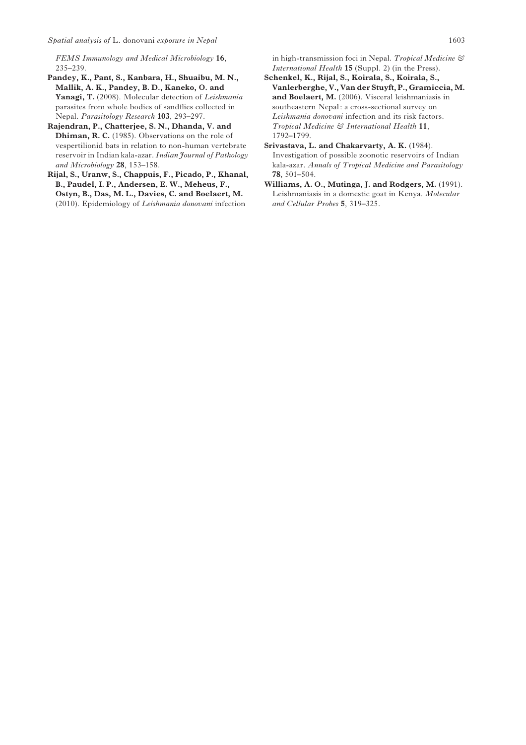*FEMS Immunology and Medical Microbiology* **16**, 235–239.

**Pandey, K., Pant, S., Kanbara, H., Shuaibu, M. N., Mallik, A. K., Pandey, B. D., Kaneko, O. and Yanagi, T.** (2008). Molecular detection of *Leishmania* parasites from whole bodies of sandflies collected in Nepal. *Parasitology Research* **103**, 293–297.

**Rajendran, P., Chatterjee, S. N., Dhanda, V. and Dhiman, R. C.** (1985). Observations on the role of vespertilionid bats in relation to non-human vertebrate reservoir in Indian kala-azar. *Indian Journal of Pathology and Microbiology* **28**, 153–158.

**Rijal, S., Uranw, S., Chappuis, F., Picado, P., Khanal, B., Paudel, I. P., Andersen, E. W., Meheus, F., Ostyn, B., Das, M. L., Davies, C. and Boelaert, M.** (2010). Epidemiology of *Leishmania donovani* infection in high-transmission foci in Nepal. *Tropical Medicine & International Health* **15** (Suppl. 2) (in the Press).

**Schenkel, K., Rijal, S., Koirala, S., Koirala, S., Vanlerberghe, V., Van der Stuyft, P., Gramiccia, M. and Boelaert, M.** (2006). Visceral leishmaniasis in southeastern Nepal: a cross-sectional survey on *Leishmania donovani* infection and its risk factors. *Tropical Medicine & International Health* **11**, 1792–1799.

**Srivastava, L. and Chakarvarty, A. K.** (1984). Investigation of possible zoonotic reservoirs of Indian kala-azar. *Annals of Tropical Medicine and Parasitology* **78**, 501–504.

**Williams, A. O., Mutinga, J. and Rodgers, M.** (1991). Leishmaniasis in a domestic goat in Kenya. *Molecular and Cellular Probes* **5**, 319–325.